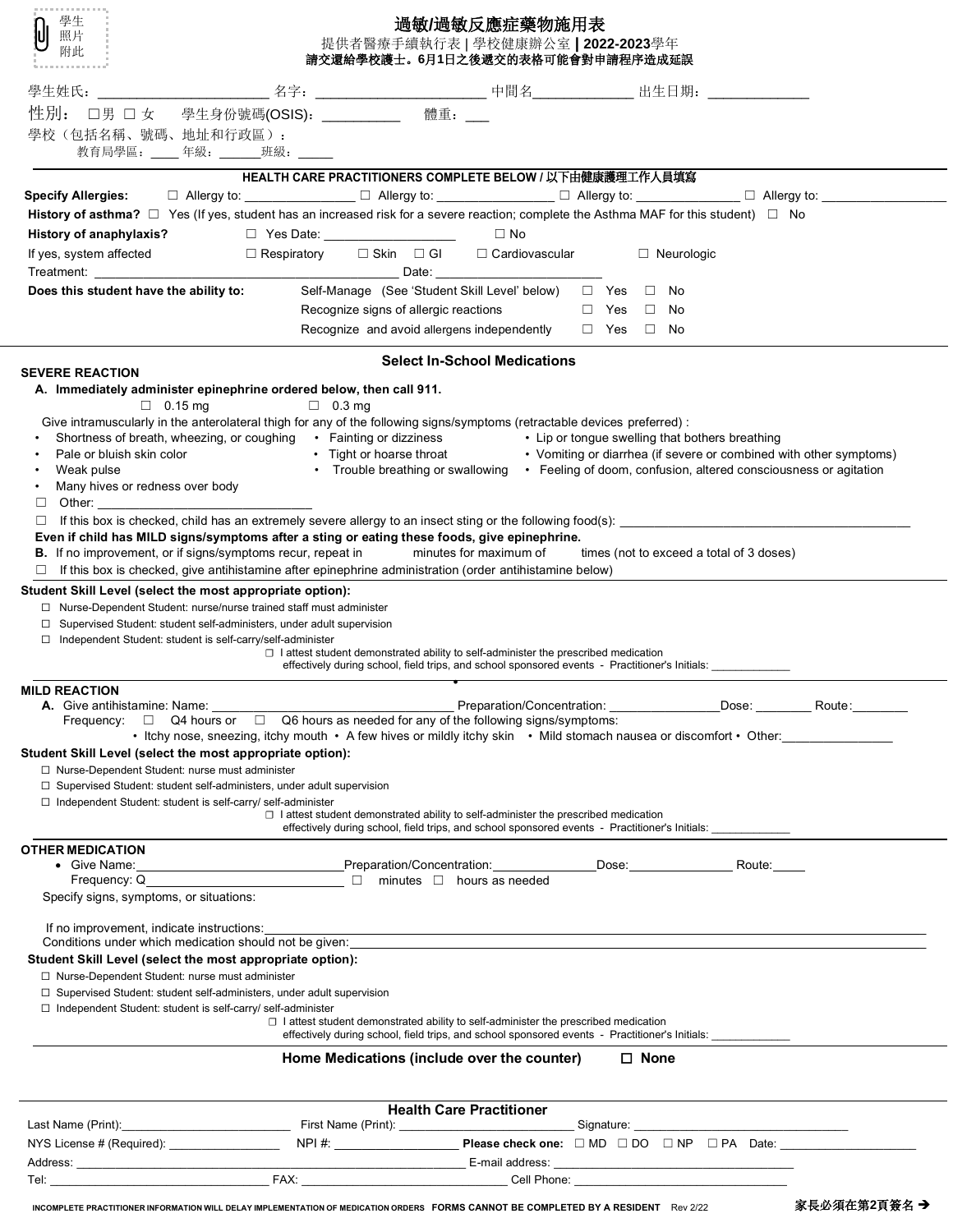學生照片附此

# 過敏/過敏反應症藥物施用表

提供者醫療手續執行表 | 學校健康辦公室 | **2022-2023**學年

**請交還給學校護士。6月1日之後遞交的表格可能會對申請程序造成延誤**

學生姓氏：______________________ 名字：______________________ 中間名_____________ 出生日期：_____________

性別： ☐男 ☐ 女 學生身份號碼(OSIS)：__________ 體重：___

學校（包括名稱、號碼、地址和行政區）：

教育局學區：____ 年級：______班級：_____

## HEALTH CARE PRACTITIONERS COMPLETE BELOW / 以下由健康護理工作人員填寫

**Specify Allergies:** ☐ Allergy to: _______________ ☐ Allergy to: ________________ ☐ Allergy to: ______________ ☐ Allergy to: _________________

**History of asthma?** ☐ Yes (If yes, student has an increased risk for a severe reaction; complete the Asthma MAF for this student) ☐ No

**History of anaphylaxis?** ☐ Yes Date: ___________________ ☐ No

If yes, system affected ☐ Respiratory ☐ Skin ☐ GI ☐ Cardiovascular ☐ Neurologic

Treatment: ________________________________________ Date: ______________________

**Does this student have the ability to:**

- Self-Manage (See 'Student Skill Level' below) ☐ Yes ☐ No
- Recognize signs of allergic reactions ☐ Yes ☐ No
- Recognize and avoid allergens independently ☐ Yes ☐ No

## Select In-School Medications

### SEVERE REACTION

**A. Immediately administer epinephrine ordered below, then call 911.**

☐ 0.15 mg ☐ 0.3 mg

Give intramuscularly in the anterolateral thigh for any of the following signs/symptoms (retractable devices preferred) :

- Shortness of breath, wheezing, or coughing
- Pale or bluish skin color
- Weak pulse
- Many hives or redness over body
- Fainting or dizziness
- Tight or hoarse throat
- Trouble breathing or swallowing
- Lip or tongue swelling that bothers breathing
- Vomiting or diarrhea (if severe or combined with other symptoms)
- Feeling of doom, confusion, altered consciousness or agitation

☐ Other: ____________________________

☐ If this box is checked, child has an extremely severe allergy to an insect sting or the following food(s): ________________________________________

**Even if child has MILD signs/symptoms after a sting or eating these foods, give epinephrine.**

**B.** If no improvement, or if signs/symptoms recur, repeat in ______ minutes for maximum of ______ times (not to exceed a total of 3 doses)

☐ If this box is checked, give antihistamine after epinephrine administration (order antihistamine below)

**Student Skill Level (select the most appropriate option):**

☐ Nurse-Dependent Student: nurse/nurse trained staff must administer
☐ Supervised Student: student self-administers, under adult supervision
☐ Independent Student: student is self-carry/self-administer

☐ I attest student demonstrated ability to self-administer the prescribed medication effectively during school, field trips, and school sponsored events - Practitioner's Initials: ____________

### MILD REACTION

**A.** Give antihistamine: Name: ______________________________ Preparation/Concentration: _______________Dose: ________ Route:________

Frequency: ☐ Q4 hours or ☐ Q6 hours as needed for any of the following signs/symptoms:

- Itchy nose, sneezing, itchy mouth • A few hives or mildly itchy skin • Mild stomach nausea or discomfort • Other:_______________

**Student Skill Level (select the most appropriate option):**

☐ Nurse-Dependent Student: nurse must administer
☐ Supervised Student: student self-administers, under adult supervision
☐ Independent Student: student is self-carry/ self-administer

☐ I attest student demonstrated ability to self-administer the prescribed medication effectively during school, field trips, and school sponsored events - Practitioner's Initials: ____________

### OTHER MEDICATION

- Give Name:____________________________Preparation/Concentration:______________Dose:_______________ Route:_____

Frequency: Q____________________________ ☐ minutes ☐ hours as needed

Specify signs, symptoms, or situations:

If no improvement, indicate instructions:______________________________________________________________________

Conditions under which medication should not be given:_________________________________________________________

**Student Skill Level (select the most appropriate option):**

☐ Nurse-Dependent Student: nurse must administer
☐ Supervised Student: student self-administers, under adult supervision
☐ Independent Student: student is self-carry/ self-administer

☐ I attest student demonstrated ability to self-administer the prescribed medication effectively during school, field trips, and school sponsored events - Practitioner's Initials: ____________

## Home Medications (include over the counter) ☐ None

## Health Care Practitioner

Last Name (Print):________________________ First Name (Print): _________________________ Signature: ______________________________

NYS License # (Required): ________________ NPI #: __________________ **Please check one:** ☐ MD ☐ DO ☐ NP ☐ PA Date: ____________________

Address: ________________________________________________________ E-mail address: ____________________________________

Tel: _______________________________ FAX: ______________________________ Cell Phone: ______________________________

INCOMPLETE PRACTITIONER INFORMATION WILL DELAY IMPLEMENTATION OF MEDICATION ORDERS FORMS CANNOT BE COMPLETED BY A RESIDENT Rev 2/22

**家長必須在第2頁簽名 ➔**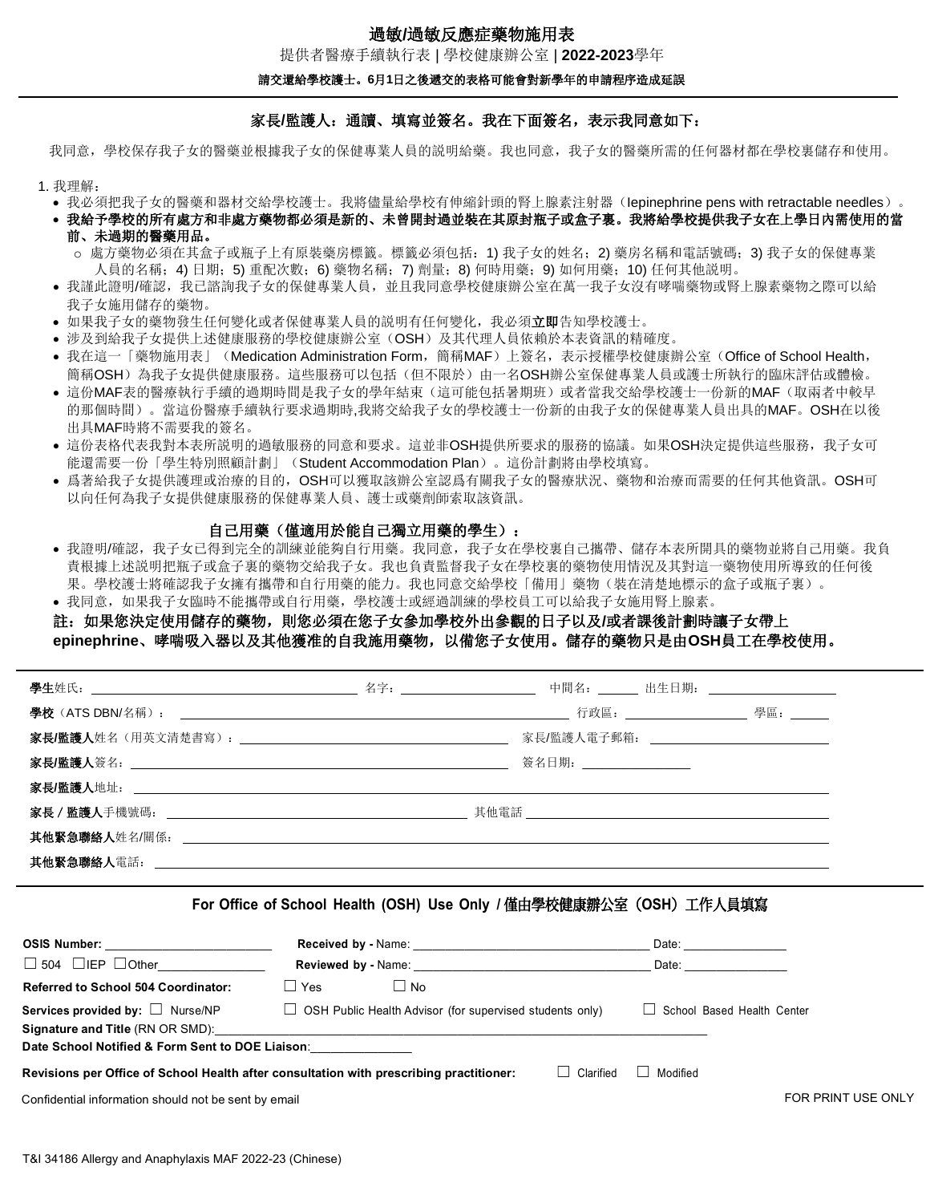# 過敏/過敏反應症藥物施用表

提供者醫療手續執行表 | 學校健康辦公室 | **2022-2023**學年

**請交還給學校護士。6月1日之後遞交的表格可能會對新學年的申請程序造成延誤**

---

## 家長/監護人：通讀、填寫並簽名。我在下面簽名，表示我同意如下：

我同意，學校保存我子女的醫藥並根據我子女的保健專業人員的說明給藥。我也同意，我子女的醫藥所需的任何器材都在學校裏儲存和使用。

1. 我理解：
   - 我必須把我子女的醫藥和器材交給學校護士。我將儘量給學校有伸縮針頭的腎上腺素注射器（Iepinephrine pens with retractable needles）。
   - **我給予學校的所有處方和非處方藥物都必須是新的、未曾開封過並裝在其原封瓶子或盒子裏。我將給學校提供我子女在上學日內需使用的當前、未過期的醫藥用品。**
     - 處方藥物必須在其盒子或瓶子上有原裝藥房標籤。標籤必須包括：1) 我子女的姓名；2) 藥房名稱和電話號碼；3) 我子女的保健專業人員的名稱；4) 日期；5) 重配次數；6) 藥物名稱；7) 劑量；8) 何時用藥；9) 如何用藥；10) 任何其他說明。
   - 我謹此證明/確認，我已諮詢我子女的保健專業人員，並且我同意學校健康辦公室在萬一我子女沒有哮喘藥物或腎上腺素藥物之際可以給我子女施用儲存的藥物。
   - 如果我子女的藥物發生任何變化或者保健專業人員的說明有任何變化，我必須**立即**告知學校護士。
   - 涉及到給我子女提供上述健康服務的學校健康辦公室（OSH）及其代理人員依賴於本表資訊的精確度。
   - 我在這一「藥物施用表」（Medication Administration Form，簡稱MAF）上簽名，表示授權學校健康辦公室（Office of School Health，簡稱OSH）為我子女提供健康服務。這些服務可以包括（但不限於）由一名OSH辦公室保健專業人員或護士所執行的臨床評估或體檢。
   - 這份MAF表的醫療執行手續的過期時間是我子女的學年結束（這可能包括暑期班）或者當我交給學校護士一份新的MAF（取兩者中較早的那個時間）。當這份醫療手續執行要求過期時,我將交給我子女的學校護士一份新的由我子女的保健專業人員出具的MAF。OSH在以後出具MAF時將不需要我的簽名。
   - 這份表格代表我對本表所說明的過敏服務的同意和要求。這並非OSH提供所要求的服務的協議。如果OSH決定提供這些服務，我子女可能還需要一份「學生特別照顧計劃」（Student Accommodation Plan）。這份計劃將由學校填寫。
   - 爲著給我子女提供護理或治療的目的，OSH可以獲取該辦公室認爲有關我子女的醫療狀況、藥物和治療而需要的任何其他資訊。OSH可以向任何為我子女提供健康服務的保健專業人員、護士或藥劑師索取該資訊。

### 自己用藥（僅適用於能自己獨立用藥的學生）：

- 我證明/確認，我子女已得到完全的訓練並能夠自行用藥。我同意，我子女在學校裏自己攜帶、儲存本表所開具的藥物並將自己用藥。我負責根據上述說明把瓶子或盒子裏的藥物交給我子女。我也負責監督我子女在學校裏的藥物使用情況及其對這一藥物使用所導致的任何後果。學校護士將確認我子女擁有攜帶和自行用藥的能力。我也同意交給學校「備用」藥物（裝在清楚地標示的盒子或瓶子裏）。
- 我同意，如果我子女臨時不能攜帶或自行用藥，學校護士或經過訓練的學校員工可以給我子女施用腎上腺素。

**註：如果您決定使用儲存的藥物，則您必須在您子女參加學校外出參觀的日子以及/或者課後計劃時讓子女帶上epinephrine、哮喘吸入器以及其他獲准的自我施用藥物，以備您子女使用。儲存的藥物只是由OSH員工在學校使用。**

---

**學生**姓氏：________________ 名字：________________ 中間名：______ 出生日期：________________

**學校**（ATS DBN/名稱）：________________ 行政區：________________ 學區：______

**家長/監護人**姓名（用英文清楚書寫）：________________ 家長/監護人電子郵箱：________________

**家長/監護人**簽名：________________ 簽名日期：________________

**家長/監護人**地址：________________

**家長 / 監護人**手機號碼：________________ 其他電話 ________________

**其他緊急聯絡人**姓名/關係：________________

**其他緊急聯絡人**電話：________________

---

### For Office of School Health (OSH) Use Only / 僅由學校健康辦公室（OSH）工作人員填寫

**OSIS Number:** ________________ **Received by -** Name: ________________ Date: ________

☐ 504 ☐IEP ☐Other________ **Reviewed by -** Name: ________________ Date: ________

**Referred to School 504 Coordinator:** ☐ Yes ☐ No

**Services provided by:** ☐ Nurse/NP ☐ OSH Public Health Advisor (for supervised students only) ☐ School Based Health Center

**Signature and Title** (RN OR SMD):________________

**Date School Notified & Form Sent to DOE Liaison**:________

**Revisions per Office of School Health after consultation with prescribing practitioner:** ☐ Clarified ☐ Modified

Confidential information should not be sent by email

FOR PRINT USE ONLY

T&I 34186 Allergy and Anaphylaxis MAF 2022-23 (Chinese)